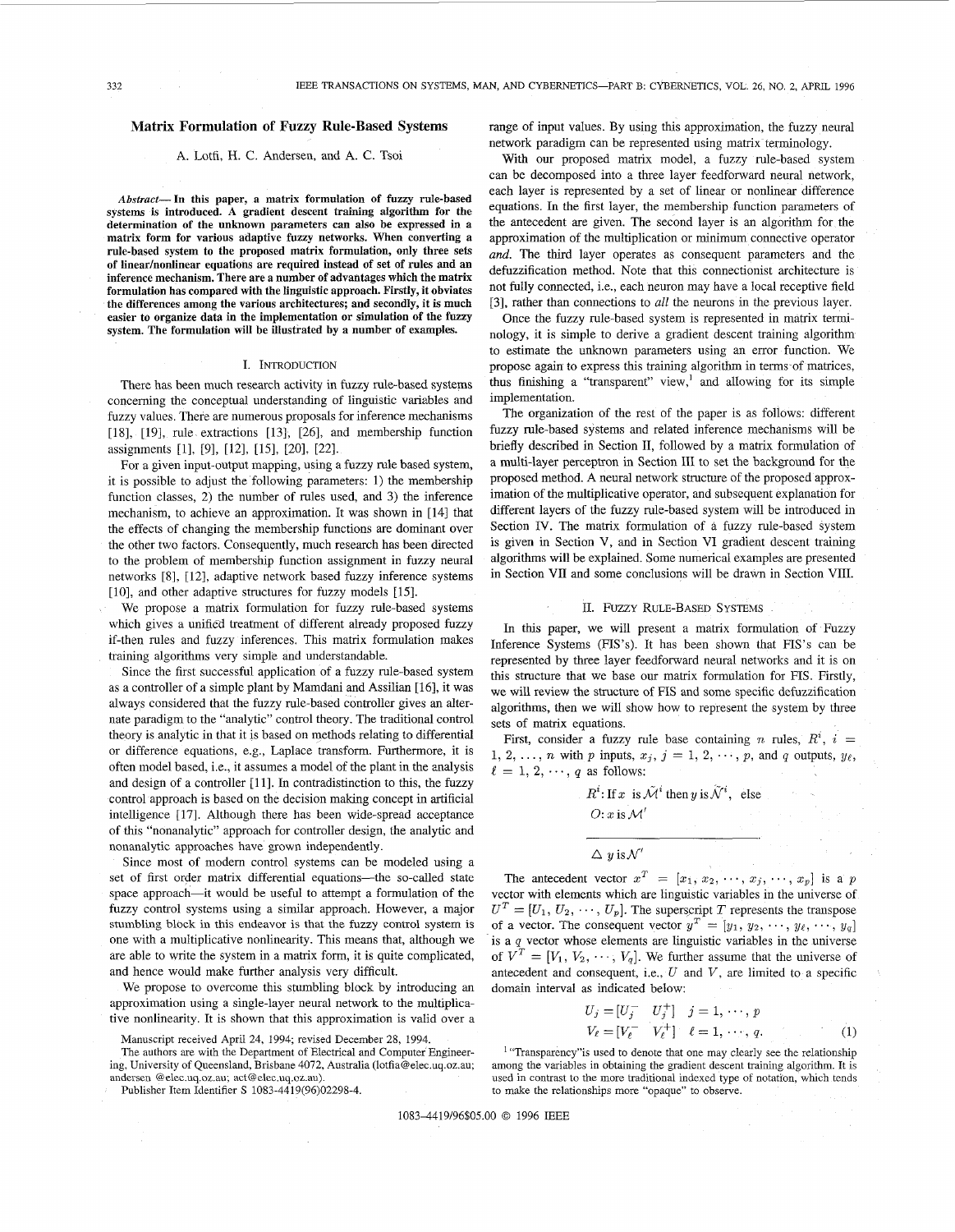# Matrix Formulation of Fuzzy Rule-Based Systems

A. Lotfi, H. C. Andersen, and A. C. Tsoi

***Abstract*— In this paper, a matrix formulation of fuzzy rule-based systems is introduced. A gradient descent training algorithm for the determination of the unknown parameters can also be expressed in a matrix form for various adaptive fuzzy networks. When converting a rule-based system to the proposed matrix formulation, only three sets of linear/nonlinear equations are required instead of set of rules and an inference mechanism. There are a number of advantages which the matrix formulation has compared with the linguistic approach. Firstly, it obviates the differences among the various architectures; and secondly, it is much easier to organize data in the implementation or simulation of the fuzzy system. The formulation will be illustrated by a number of examples.**

## I. Introduction

There has been much research activity in fuzzy rule-based systems concerning the conceptual understanding of linguistic variables and fuzzy values. There are numerous proposals for inference mechanisms [18], [19], rule extractions [13], [26], and membership function assignments [1], [9], [12], [15], [20], [22].

For a given input-output mapping, using a fuzzy rule based system, it is possible to adjust the following parameters: 1) the membership function classes, 2) the number of rules used, and 3) the inference mechanism, to achieve an approximation. It was shown in [14] that the effects of changing the membership functions are dominant over the other two factors. Consequently, much research has been directed to the problem of membership function assignment in fuzzy neural networks [8], [12], adaptive network based fuzzy inference systems [10], and other adaptive structures for fuzzy models [15].

We propose a matrix formulation for fuzzy rule-based systems which gives a unified treatment of different already proposed fuzzy if-then rules and fuzzy inferences. This matrix formulation makes training algorithms very simple and understandable.

Since the first successful application of a fuzzy rule-based system as a controller of a simple plant by Mamdani and Assilian [16], it was always considered that the fuzzy rule-based controller gives an alternate paradigm to the "analytic" control theory. The traditional control theory is analytic in that it is based on methods relating to differential or difference equations, e.g., Laplace transform. Furthermore, it is often model based, i.e., it assumes a model of the plant in the analysis and design of a controller [11]. In contradistinction to this, the fuzzy control approach is based on the decision making concept in artificial intelligence [17]. Although there has been wide-spread acceptance of this "nonanalytic" approach for controller design, the analytic and nonanalytic approaches have grown independently.

Since most of modern control systems can be modeled using a set of first order matrix differential equations—the so-called state space approach—it would be useful to attempt a formulation of the fuzzy control systems using a similar approach. However, a major stumbling block in this endeavor is that the fuzzy control system is one with a multiplicative nonlinearity. This means that, although we are able to write the system in a matrix form, it is quite complicated, and hence would make further analysis very difficult.

We propose to overcome this stumbling block by introducing an approximation using a single-layer neural network to the multiplicative nonlinearity. It is shown that this approximation is valid over a range of input values. By using this approximation, the fuzzy neural network paradigm can be represented using matrix terminology.

With our proposed matrix model, a fuzzy rule-based system can be decomposed into a three layer feedforward neural network, each layer is represented by a set of linear or nonlinear difference equations. In the first layer, the membership function parameters of the antecedent are given. The second layer is an algorithm for the approximation of the multiplication or minimum connective operator *and*. The third layer operates as consequent parameters and the defuzzification method. Note that this connectionist architecture is not fully connected, i.e., each neuron may have a local receptive field [3], rather than connections to *all* the neurons in the previous layer.

Once the fuzzy rule-based system is represented in matrix terminology, it is simple to derive a gradient descent training algorithm to estimate the unknown parameters using an error function. We propose again to express this training algorithm in terms of matrices, thus finishing a "transparent" view,[1] and allowing for its simple implementation.

The organization of the rest of the paper is as follows: different fuzzy rule-based systems and related inference mechanisms will be briefly described in Section II, followed by a matrix formulation of a multi-layer perceptron in Section III to set the background for the proposed method. A neural network structure of the proposed approximation of the multiplicative operator, and subsequent explanation for different layers of the fuzzy rule-based system will be introduced in Section IV. The matrix formulation of a fuzzy rule-based system is given in Section V, and in Section VI gradient descent training algorithms will be explained. Some numerical examples are presented in Section VII and some conclusions will be drawn in Section VIII.

## II. Fuzzy Rule-Based Systems

In this paper, we will present a matrix formulation of Fuzzy Inference Systems (FIS's). It has been shown that FIS's can be represented by three layer feedforward neural networks and it is on this structure that we base our matrix formulation for FIS. Firstly, we will review the structure of FIS and some specific defuzzification algorithms, then we will show how to represent the system by three sets of matrix equations.

First, consider a fuzzy rule base containing $n$ rules, $R^i$, $i = 1, 2, \dots, n$ with $p$ inputs, $x_j$, $j = 1, 2, \cdots, p$, and $q$ outputs, $y_\ell$, $\ell = 1, 2, \cdots, q$ as follows:

$$R^i\colon \text{If } x \text{ is } \tilde{\mathcal{M}}^i \text{ then } y \text{ is } \tilde{\mathcal{N}}^i, \text{ else}$$
$$O\colon x \text{ is } \mathcal{M}'$$
$$\overline{\qquad\qquad\qquad\qquad\qquad}$$
$$\triangle\; y \text{ is } \mathcal{N}'$$

The antecedent vector $x^T = [x_1, x_2, \cdots, x_j, \cdots, x_p]$ is a $p$ vector with elements which are linguistic variables in the universe of $U^T = [U_1, U_2, \cdots, U_p]$. The superscript $T$ represents the transpose of a vector. The consequent vector $y^T = [y_1, y_2, \cdots, y_\ell, \cdots, y_q]$ is a $q$ vector whose elements are linguistic variables in the universe of $V^T = [V_1, V_2, \cdots, V_q]$. We further assume that the universe of antecedent and consequent, i.e., $U$ and $V$, are limited to a specific domain interval as indicated below:

$$U_j = [U_j^- \quad U_j^+] \quad j = 1, \cdots, p$$
$$V_\ell = [V_\ell^- \quad V_\ell^+] \quad \ell = 1, \cdots, q. \tag{1}$$

Manuscript received April 24, 1994; revised December 28, 1994.

The authors are with the Department of Electrical and Computer Engineering, University of Queensland, Brisbane 4072, Australia (lotfia@elec.uq.oz.au; andersen @elec.uq.oz.au; act@elec.uq.oz.au).

Publisher Item Identifier S 1083-4419(96)02298-4.

[1] "Transparency" is used to denote that one may clearly see the relationship among the variables in obtaining the gradient descent training algorithm. It is used in contrast to the more traditional indexed type of notation, which tends to make the relationships more "opaque" to observe.

1083-4419/96$05.00 © 1996 IEEE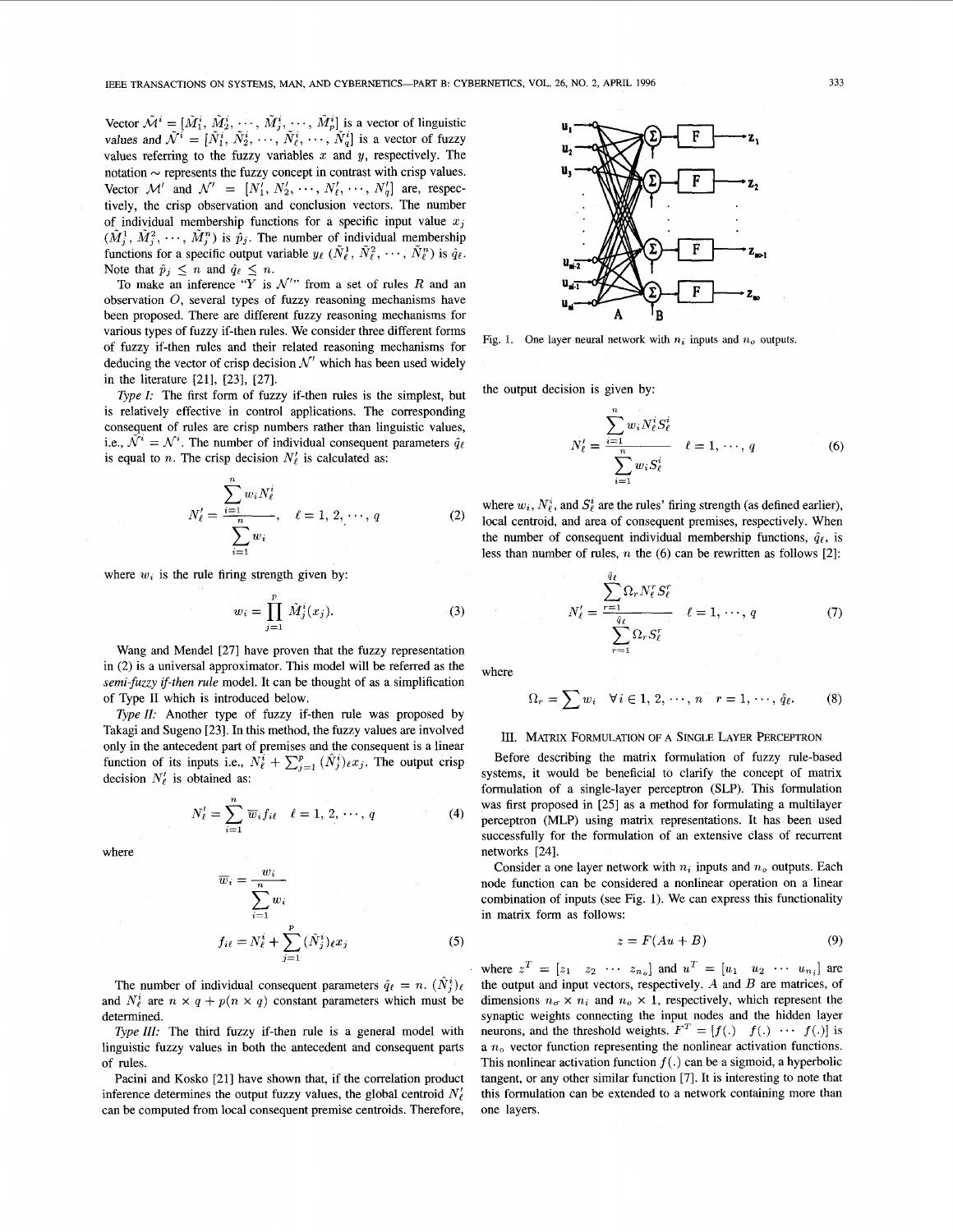Vector $\tilde{\mathcal{M}}^i = [\tilde{M}_1^i, \tilde{M}_2^i, \cdots, \tilde{M}_j^i, \cdots, \tilde{M}_p^i]$ is a vector of linguistic values and $\tilde{\mathcal{N}}^i = [\tilde{N}_1^i, \tilde{N}_2^i, \cdots, \tilde{N}_\ell^i, \cdots, \tilde{N}_q^i]$ is a vector of fuzzy values referring to the fuzzy variables $x$ and $y$, respectively. The notation $\sim$ represents the fuzzy concept in contrast with crisp values. Vector $\mathcal{M}'$ and $\mathcal{N}' = [N_1', N_2', \cdots, N_\ell', \cdots, N_q']$ are, respectively, the crisp observation and conclusion vectors. The number of individual membership functions for a specific input value $x_j$ $(\tilde{M}_j^1, \tilde{M}_j^2, \cdots, \tilde{M}_j^n)$ is $\hat{p}_j$. The number of individual membership functions for a specific output variable $y_\ell$ $(\tilde{N}_\ell^1, \tilde{N}_\ell^2, \cdots, \tilde{N}_\ell^n)$ is $\hat{q}_\ell$. Note that $\hat{p}_j \leq n$ and $\hat{q}_\ell \leq n$.

To make an inference "$Y$ is $\mathcal{N}'$" from a set of rules $R$ and an observation $O$, several types of fuzzy reasoning mechanisms have been proposed. There are different fuzzy reasoning mechanisms for various types of fuzzy if-then rules. We consider three different forms of fuzzy if-then rules and their related reasoning mechanisms for deducing the vector of crisp decision $\mathcal{N}'$ which has been used widely in the literature [21], [23], [27].

*Type I:* The first form of fuzzy if-then rules is the simplest, but is relatively effective in control applications. The corresponding consequent of rules are crisp numbers rather than linguistic values, i.e., $\tilde{\mathcal{N}}^i = \mathcal{N}^i$. The number of individual consequent parameters $\hat{q}_\ell$ is equal to $n$. The crisp decision $N_\ell'$ is calculated as:

$$N_\ell' = \frac{\sum_{i=1}^{n} w_i N_\ell^i}{\sum_{i=1}^{n} w_i}, \quad \ell = 1, 2, \cdots, q \tag{2}$$

where $w_i$ is the rule firing strength given by:

$$w_i = \prod_{j=1}^{p} \tilde{M}_j^i(x_j). \tag{3}$$

Wang and Mendel [27] have proven that the fuzzy representation in (2) is a universal approximator. This model will be referred as the *semi-fuzzy if-then rule* model. It can be thought of as a simplification of Type II which is introduced below.

*Type II:* Another type of fuzzy if-then rule was proposed by Takagi and Sugeno [23]. In this method, the fuzzy values are involved only in the antecedent part of premises and the consequent is a linear function of its inputs i.e., $N_\ell^i + \sum_{j=1}^{p} (\hat{N}_j^i)_\ell x_j$. The output crisp decision $N_\ell'$ is obtained as:

$$N_\ell' = \sum_{i=1}^{n} \overline{w}_i f_{i\ell} \quad \ell = 1, 2, \cdots, q \tag{4}$$

where

$$\overline{w}_i = \frac{w_i}{\sum_{i=1}^{n} w_i}$$

$$f_{i\ell} = N_\ell^i + \sum_{j=1}^{p} (\hat{N}_j^i)_\ell x_j \tag{5}$$

The number of individual consequent parameters $\hat{q}_\ell = n$. $(\hat{N}_j^i)_\ell$ and $N_\ell^i$ are $n \times q + p(n \times q)$ constant parameters which must be determined.

*Type III:* The third fuzzy if-then rule is a general model with linguistic fuzzy values in both the antecedent and consequent parts of rules.

Pacini and Kosko [21] have shown that, if the correlation product inference determines the output fuzzy values, the global centroid $N_\ell'$ can be computed from local consequent premise centroids. Therefore, the output decision is given by:

$$N_\ell' = \frac{\sum_{i=1}^{n} w_i N_\ell^i S_\ell^i}{\sum_{i=1}^{n} w_i S_\ell^i} \quad \ell = 1, \cdots, q \tag{6}$$

where $w_i$, $N_\ell^i$, and $S_\ell^i$ are the rules' firing strength (as defined earlier), local centroid, and area of consequent premises, respectively. When the number of consequent individual membership functions, $\hat{q}_\ell$, is less than number of rules, $n$ the (6) can be rewritten as follows [2]:

$$N_\ell' = \frac{\sum_{r=1}^{\hat{q}_\ell} \Omega_r N_\ell^r S_\ell^r}{\sum_{r=1}^{\hat{q}_\ell} \Omega_r S_\ell^r} \quad \ell = 1, \cdots, q \tag{7}$$

where

$$\Omega_r = \sum w_i \quad \forall i \in 1, 2, \cdots, n \quad r = 1, \cdots, \hat{q}_\ell. \tag{8}$$

## III. Matrix Formulation of a Single Layer Perceptron

Before describing the matrix formulation of fuzzy rule-based systems, it would be beneficial to clarify the concept of matrix formulation of a single-layer perceptron (SLP). This formulation was first proposed in [25] as a method for formulating a multilayer perceptron (MLP) using matrix representations. It has been used successfully for the formulation of an extensive class of recurrent networks [24].

Consider a one layer network with $n_i$ inputs and $n_o$ outputs. Each node function can be considered a nonlinear operation on a linear combination of inputs (see Fig. 1). We can express this functionality in matrix form as follows:

$$z = F(Au + B) \tag{9}$$

where $z^T = [z_1 \ z_2 \ \cdots \ z_{n_o}]$ and $u^T = [u_1 \ u_2 \ \cdots \ u_{n_i}]$ are the output and input vectors, respectively. $A$ and $B$ are matrices, of dimensions $n_o \times n_i$ and $n_o \times 1$, respectively, which represent the synaptic weights connecting the input nodes and the hidden layer neurons, and the threshold weights. $F^T = [f(.) \ f(.) \ \cdots \ f(.)]$ is a $n_o$ vector function representing the nonlinear activation functions. This nonlinear activation function $f(.)$ can be a sigmoid, a hyperbolic tangent, or any other similar function [7]. It is interesting to note that this formulation can be extended to a network containing more than one layers.

Fig. 1. One layer neural network with $n_i$ inputs and $n_o$ outputs.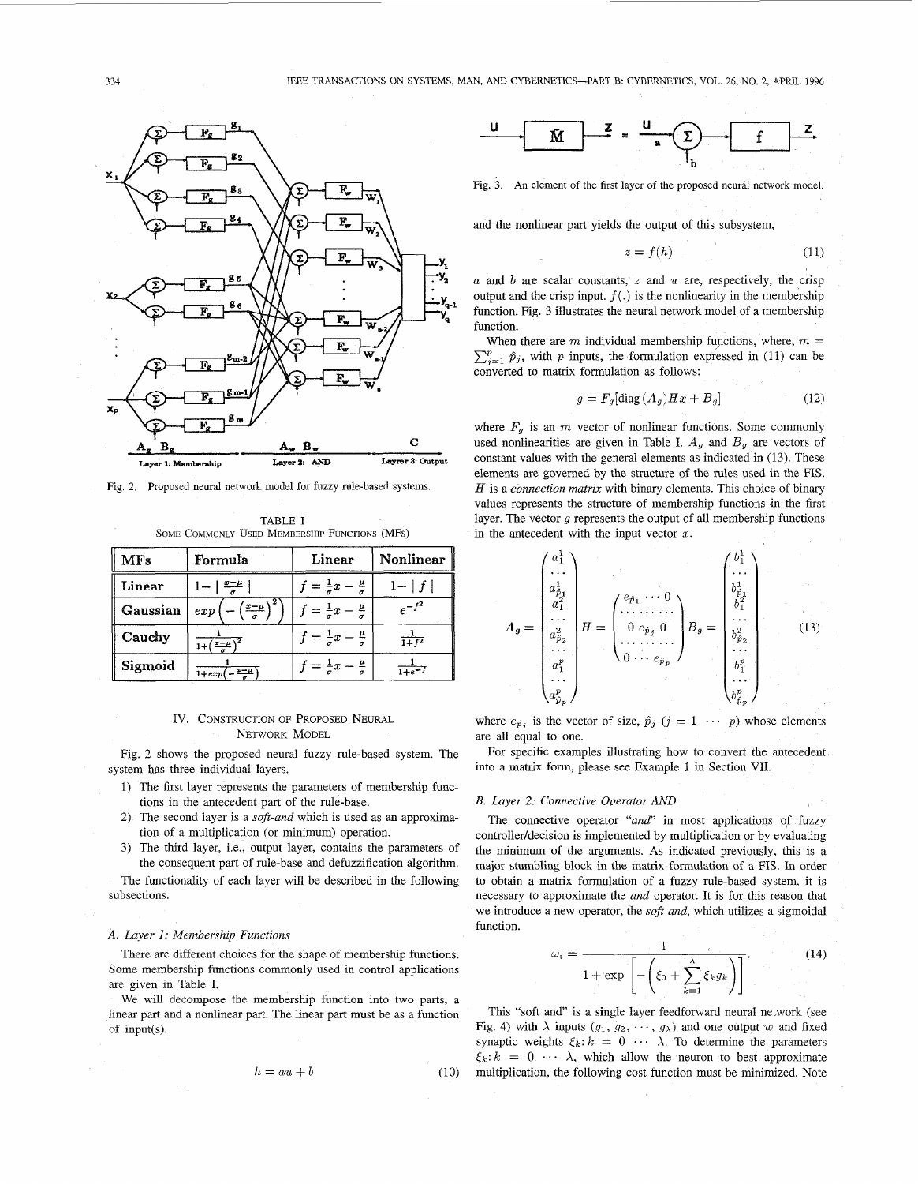Fig. 2. Proposed neural network model for fuzzy rule-based systems.

TABLE I
SOME COMMONLY USED MEMBERSHIP FUNCTIONS (MFS)

| MFs | Formula | Linear | Nonlinear |
|---|---|---|---|
| Linear | $1-\mid \frac{x-\mu}{\sigma} \mid$ | $f=\frac{1}{\sigma}x-\frac{\mu}{\sigma}$ | $1-\mid f \mid$ |
| Gaussian | $exp\left(-\left(\frac{x-\mu}{\sigma}\right)^2\right)$ | $f=\frac{1}{\sigma}x-\frac{\mu}{\sigma}$ | $e^{-f^2}$ |
| Cauchy | $\frac{1}{1+\left(\frac{x-\mu}{\sigma}\right)^2}$ | $f=\frac{1}{\sigma}x-\frac{\mu}{\sigma}$ | $\frac{1}{1+f^2}$ |
| Sigmoid | $\frac{1}{1+exp\left(-\frac{x-\mu}{\sigma}\right)}$ | $f=\frac{1}{\sigma}x-\frac{\mu}{\sigma}$ | $\frac{1}{1+e^{-f}}$ |

## IV. CONSTRUCTION OF PROPOSED NEURAL NETWORK MODEL

Fig. 2 shows the proposed neural fuzzy rule-based system. The system has three individual layers.

1) The first layer represents the parameters of membership functions in the antecedent part of the rule-base.
2) The second layer is a *soft-and* which is used as an approximation of a multiplication (or minimum) operation.
3) The third layer, i.e., output layer, contains the parameters of the consequent part of rule-base and defuzzification algorithm.

The functionality of each layer will be described in the following subsections.

### A. Layer 1: Membership Functions

There are different choices for the shape of membership functions. Some membership functions commonly used in control applications are given in Table I.

We will decompose the membership function into two parts, a linear part and a nonlinear part. The linear part must be as a function of input(s).

$$h = au + b \tag{10}$$

Fig. 3. An element of the first layer of the proposed neural network model.

and the nonlinear part yields the output of this subsystem,

$$z = f(h) \tag{11}$$

$a$ and $b$ are scalar constants, $z$ and $u$ are, respectively, the crisp output and the crisp input. $f(.)$ is the nonlinearity in the membership function. Fig. 3 illustrates the neural network model of a membership function.

When there are $m$ individual membership functions, where, $m = \sum_{j=1}^{p} \hat{p}_j$, with $p$ inputs, the formulation expressed in (11) can be converted to matrix formulation as follows:

$$g = F_g[\text{diag}\,(A_g)Hx + B_g] \tag{12}$$

where $F_g$ is an $m$ vector of nonlinear functions. Some commonly used nonlinearities are given in Table I. $A_g$ and $B_g$ are vectors of constant values with the general elements as indicated in (13). These elements are governed by the structure of the rules used in the FIS. $H$ is a *connection matrix* with binary elements. This choice of binary values represents the structure of membership functions in the first layer. The vector $g$ represents the output of all membership functions in the antecedent with the input vector $x$.

$$A_g = \begin{pmatrix} a_1^1 \\ \cdots \\ a_{\hat{p}_1}^1 \\ a_1^2 \\ \cdots \\ a_{\hat{p}_2}^2 \\ \cdots \\ a_1^p \\ \cdots \\ a_{\hat{p}_p}^p \end{pmatrix} \quad H = \begin{pmatrix} e_{\hat{p}_1} \cdots 0 \\ \cdots\cdots\cdots \\ 0 \; e_{\hat{p}_j} \; 0 \\ \cdots\cdots\cdots \\ 0 \cdots e_{\hat{p}_p} \end{pmatrix} \quad B_g = \begin{pmatrix} b_1^1 \\ \cdots \\ b_{\hat{p}_1}^1 \\ b_1^2 \\ \cdots \\ b_{\hat{p}_2}^2 \\ \cdots \\ b_1^p \\ \cdots \\ b_{\hat{p}_p}^p \end{pmatrix} \tag{13}$$

where $e_{\hat{p}_j}$ is the vector of size, $\hat{p}_j$ ($j = 1 \cdots p$) whose elements are all equal to one.

For specific examples illustrating how to convert the antecedent into a matrix form, please see Example 1 in Section VII.

### B. Layer 2: Connective Operator AND

The connective operator "*and*" in most applications of fuzzy controller/decision is implemented by multiplication or by evaluating the minimum of the arguments. As indicated previously, this is a major stumbling block in the matrix formulation of a FIS. In order to obtain a matrix formulation of a fuzzy rule-based system, it is necessary to approximate the *and* operator. It is for this reason that we introduce a new operator, the *soft-and*, which utilizes a sigmoidal function.

$$\omega_i = \frac{1}{1 + \exp\left[-\left(\xi_0 + \sum_{k=1}^{\lambda} \xi_k g_k\right)\right]}. \tag{14}$$

This "soft and" is a single layer feedforward neural network (see Fig. 4) with $\lambda$ inputs ($g_1, g_2, \cdots, g_\lambda$) and one output $w$ and fixed synaptic weights $\xi_k\colon k = 0 \cdots \lambda$. To determine the parameters $\xi_k\colon k = 0 \cdots \lambda$, which allow the neuron to best approximate multiplication, the following cost function must be minimized. Note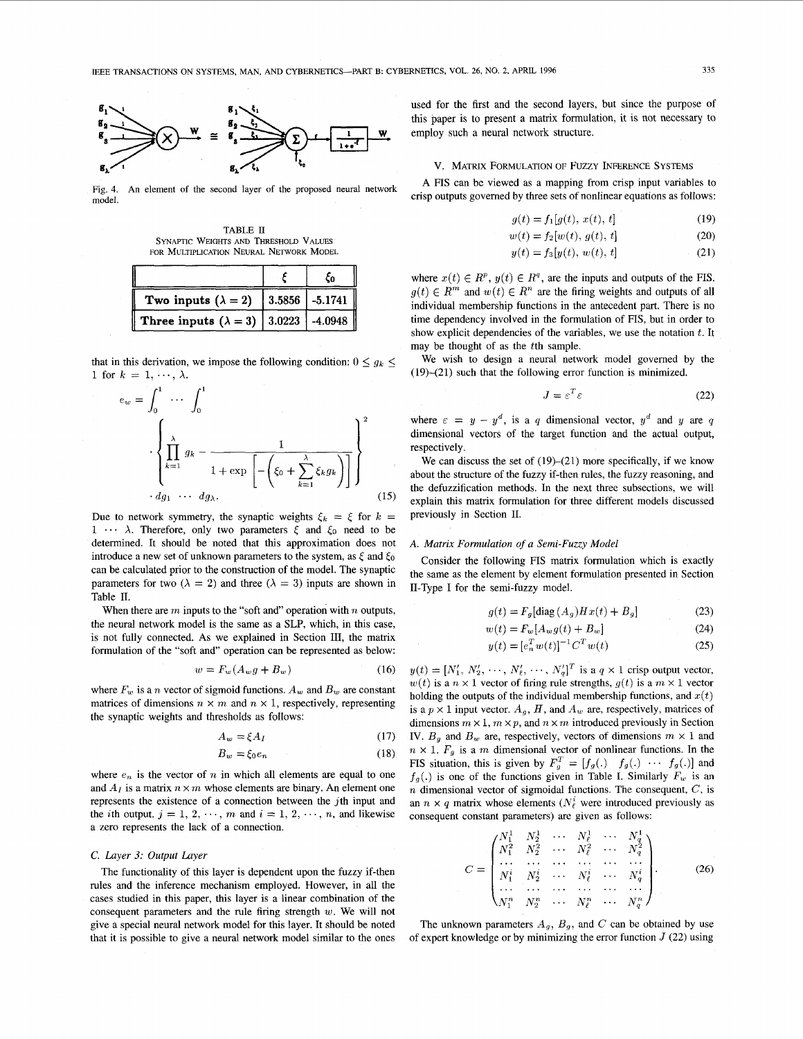Fig. 4. An element of the second layer of the proposed neural network model.

TABLE II
SYNAPTIC WEIGHTS AND THRESHOLD VALUES FOR MULTIPLICATION NEURAL NETWORK MODEL

| | $\xi$ | $\xi_0$ |
|---|---|---|
| **Two inputs ($\lambda = 2$)** | 3.5856 | -5.1741 |
| **Three inputs ($\lambda = 3$)** | 3.0223 | -4.0948 |

that in this derivation, we impose the following condition: $0 \le g_k \le 1$ for $k = 1, \cdots, \lambda$.

$$e_w = \int_0^1 \cdots \int_0^1 \cdot \left\{ \prod_{k=1}^{\lambda} g_k - \frac{1}{1 + \exp\left[ -\left( \xi_0 + \sum_{k=1}^{\lambda} \xi_k g_k \right) \right]} \right\}^2 \cdot dg_1 \cdots dg_\lambda. \tag{15}$$

Due to network symmetry, the synaptic weights $\xi_k = \xi$ for $k = 1 \cdots \lambda$. Therefore, only two parameters $\xi$ and $\xi_0$ need to be determined. It should be noted that this approximation does not introduce a new set of unknown parameters to the system, as $\xi$ and $\xi_0$ can be calculated prior to the construction of the model. The synaptic parameters for two ($\lambda = 2$) and three ($\lambda = 3$) inputs are shown in Table II.

When there are $m$ inputs to the "soft and" operation with $n$ outputs, the neural network model is the same as a SLP, which, in this case, is not fully connected. As we explained in Section III, the matrix formulation of the "soft and" operation can be represented as below:

$$w = F_w(A_w g + B_w) \tag{16}$$

where $F_w$ is a $n$ vector of sigmoid functions. $A_w$ and $B_w$ are constant matrices of dimensions $n \times m$ and $n \times 1$, respectively, representing the synaptic weights and thresholds as follows:

$$A_w = \xi A_I \tag{17}$$

$$B_w = \xi_0 e_n \tag{18}$$

where $e_n$ is the vector of $n$ in which all elements are equal to one and $A_I$ is a matrix $n \times m$ whose elements are binary. An element one represents the existence of a connection between the $j$th input and the $i$th output. $j = 1, 2, \cdots, m$ and $i = 1, 2, \cdots, n$, and likewise a zero represents the lack of a connection.

### C. Layer 3: Output Layer

The functionality of this layer is dependent upon the fuzzy if-then rules and the inference mechanism employed. However, in all the cases studied in this paper, this layer is a linear combination of the consequent parameters and the rule firing strength $w$. We will not give a special neural network model for this layer. It should be noted that it is possible to give a neural network model similar to the ones used for the first and the second layers, but since the purpose of this paper is to present a matrix formulation, it is not necessary to employ such a neural network structure.

## V. MATRIX FORMULATION OF FUZZY INFERENCE SYSTEMS

A FIS can be viewed as a mapping from crisp input variables to crisp outputs governed by three sets of nonlinear equations as follows:

$$g(t) = f_1[g(t), x(t), t] \tag{19}$$

$$w(t) = f_2[w(t), g(t), t] \tag{20}$$

$$y(t) = f_3[y(t), w(t), t] \tag{21}$$

where $x(t) \in R^p$, $y(t) \in R^q$, are the inputs and outputs of the FIS. $g(t) \in R^m$ and $w(t) \in R^n$ are the firing weights and outputs of all individual membership functions in the antecedent part. There is no time dependency involved in the formulation of FIS, but in order to show explicit dependencies of the variables, we use the notation $t$. It may be thought of as the $t$th sample.

We wish to design a neural network model governed by the (19)–(21) such that the following error function is minimized.

$$J = \varepsilon^T \varepsilon \tag{22}$$

where $\varepsilon = y - y^d$, is a $q$ dimensional vector, $y^d$ and $y$ are $q$ dimensional vectors of the target function and the actual output, respectively.

We can discuss the set of (19)–(21) more specifically, if we know about the structure of the fuzzy if-then rules, the fuzzy reasoning, and the defuzzification methods. In the next three subsections, we will explain this matrix formulation for three different models discussed previously in Section II.

### A. Matrix Formulation of a Semi-Fuzzy Model

Consider the following FIS matrix formulation which is exactly the same as the element by element formulation presented in Section II-Type I for the semi-fuzzy model.

$$g(t) = F_g[\text{diag}(A_g) H x(t) + B_g] \tag{23}$$

$$w(t) = F_w[A_w g(t) + B_w] \tag{24}$$

$$y(t) = [e_n^T w(t)]^{-1} C^T w(t) \tag{25}$$

$y(t) = [N_1', N_2', \cdots, N_\ell', \cdots, N_q']^T$ is a $q \times 1$ crisp output vector, $w(t)$ is a $n \times 1$ vector of firing rule strengths, $g(t)$ is a $m \times 1$ vector holding the outputs of the individual membership functions, and $x(t)$ is a $p \times 1$ input vector. $A_g$, $H$, and $A_w$ are, respectively, matrices of dimensions $m \times 1$, $m \times p$, and $n \times m$ introduced previously in Section IV. $B_g$ and $B_w$ are, respectively, vectors of dimensions $m \times 1$ and $n \times 1$. $F_g$ is a $m$ dimensional vector of nonlinear functions. In the FIS situation, this is given by $F_g^T = [f_g(.) \; f_g(.) \; \cdots \; f_g(.)]$ and $f_g(.)$ is one of the functions given in Table I. Similarly $F_w$ is an $n$ dimensional vector of sigmoidal functions. The consequent, $C$, is an $n \times q$ matrix whose elements ($N_\ell^i$ were introduced previously as consequent constant parameters) are given as follows:

$$C = \begin{pmatrix} N_1^1 & N_2^1 & \cdots & N_\ell^1 & \cdots & N_q^1 \\ N_1^2 & N_2^2 & \cdots & N_\ell^2 & \cdots & N_q^2 \\ \cdots & \cdots & \cdots & \cdots & \cdots & \cdots \\ N_1^i & N_2^i & \cdots & N_\ell^i & \cdots & N_q^i \\ \cdots & \cdots & \cdots & \cdots & \cdots & \cdots \\ N_1^n & N_2^n & \cdots & N_\ell^n & \cdots & N_q^n \end{pmatrix}. \tag{26}$$

The unknown parameters $A_g$, $B_g$, and $C$ can be obtained by use of expert knowledge or by minimizing the error function $J$ (22) using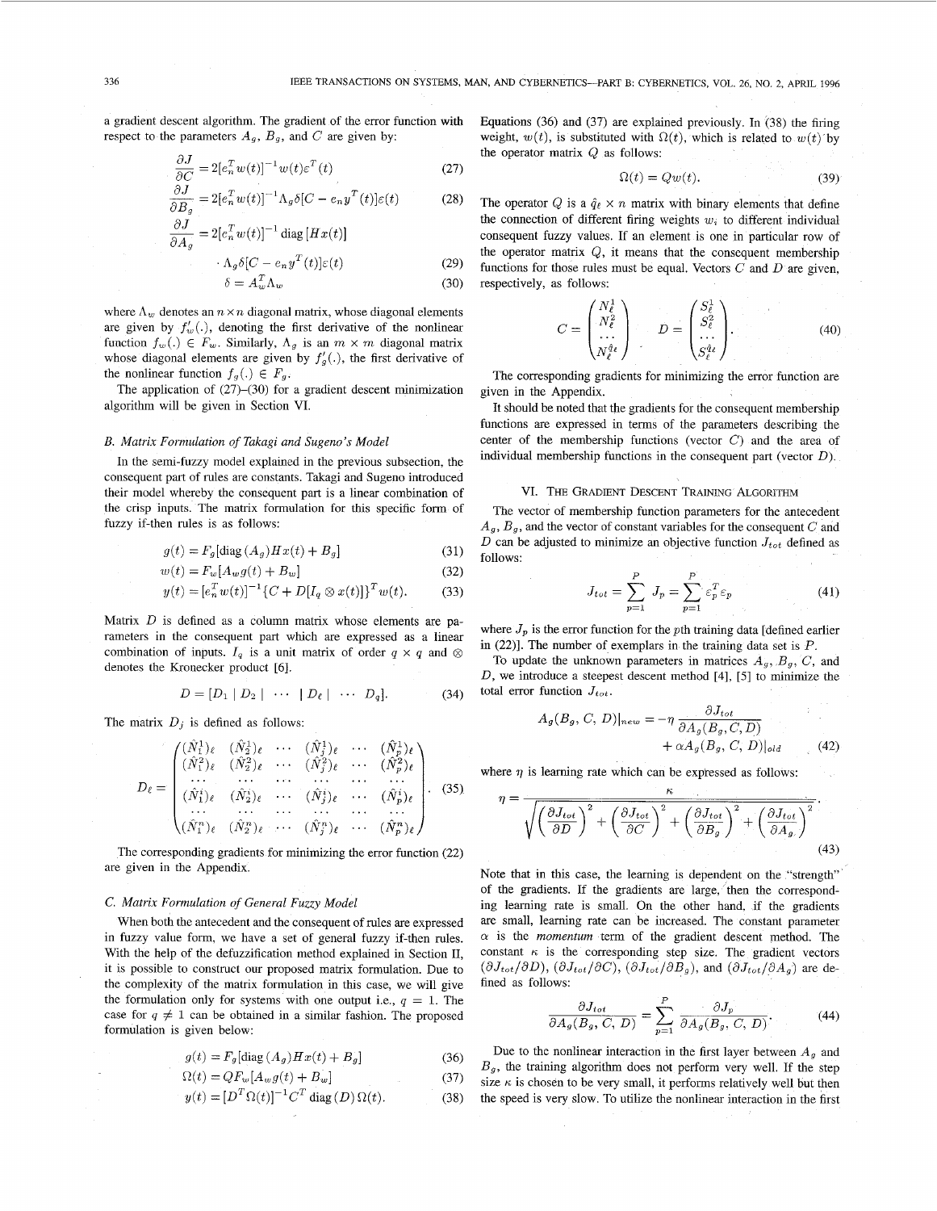a gradient descent algorithm. The gradient of the error function with respect to the parameters $A_g$, $B_g$, and $C$ are given by:

$$\frac{\partial J}{\partial C} = 2[e_n^T w(t)]^{-1} w(t) \varepsilon^T(t) \tag{27}$$

$$\frac{\partial J}{\partial B_g} = 2[e_n^T w(t)]^{-1} \Lambda_g \delta [C - e_n y^T(t)] \varepsilon(t) \tag{28}$$

$$\frac{\partial J}{\partial A_g} = 2[e_n^T w(t)]^{-1} \operatorname{diag}[Hx(t)] \cdot \Lambda_g \delta [C - e_n y^T(t)] \varepsilon(t) \tag{29}$$

$$\delta = A_w^T \Lambda_w \tag{30}$$

where $\Lambda_w$ denotes an $n \times n$ diagonal matrix, whose diagonal elements are given by $f'_w(.)$, denoting the first derivative of the nonlinear function $f_w(.) \in F_w$. Similarly, $\Lambda_g$ is an $m \times m$ diagonal matrix whose diagonal elements are given by $f'_g(.)$, the first derivative of the nonlinear function $f_g(.) \in F_g$.

The application of (27)–(30) for a gradient descent minimization algorithm will be given in Section VI.

### B. Matrix Formulation of Takagi and Sugeno's Model

In the semi-fuzzy model explained in the previous subsection, the consequent part of rules are constants. Takagi and Sugeno introduced their model whereby the consequent part is a linear combination of the crisp inputs. The matrix formulation for this specific form of fuzzy if-then rules is as follows:

$$g(t) = F_g[\operatorname{diag}(A_g) H x(t) + B_g] \tag{31}$$

$$w(t) = F_w[A_w g(t) + B_w] \tag{32}$$

$$y(t) = [e_n^T w(t)]^{-1} \{C + D[I_q \otimes x(t)]\}^T w(t). \tag{33}$$

Matrix $D$ is defined as a column matrix whose elements are parameters in the consequent part which are expressed as a linear combination of inputs. $I_q$ is a unit matrix of order $q \times q$ and $\otimes$ denotes the Kronecker product [6].

$$D = [D_1 \mid D_2 \mid \cdots \mid D_\ell \mid \cdots \; D_q]. \tag{34}$$

The matrix $D_j$ is defined as follows:

$$D_\ell = \begin{pmatrix} (\hat{N}_1^1)_\ell & (\hat{N}_2^1)_\ell & \cdots & (\hat{N}_j^1)_\ell & \cdots & (\hat{N}_p^1)_\ell \\ (\hat{N}_1^2)_\ell & (\hat{N}_2^2)_\ell & \cdots & (\hat{N}_j^2)_\ell & \cdots & (\hat{N}_p^2)_\ell \\ \cdots & \cdots & \cdots & \cdots & \cdots & \cdots \\ (\hat{N}_1^i)_\ell & (\hat{N}_2^i)_\ell & \cdots & (\hat{N}_j^i)_\ell & \cdots & (\hat{N}_p^i)_\ell \\ \cdots & \cdots & \cdots & \cdots & \cdots & \cdots \\ (\hat{N}_1^n)_\ell & (\hat{N}_2^n)_\ell & \cdots & (\hat{N}_j^n)_\ell & \cdots & (\hat{N}_p^n)_\ell \end{pmatrix}. \tag{35}$$

The corresponding gradients for minimizing the error function (22) are given in the Appendix.

### C. Matrix Formulation of General Fuzzy Model

When both the antecedent and the consequent of rules are expressed in fuzzy value form, we have a set of general fuzzy if-then rules. With the help of the defuzzification method explained in Section II, it is possible to construct our proposed matrix formulation. Due to the complexity of the matrix formulation in this case, we will give the formulation only for systems with one output i.e., $q = 1$. The case for $q \neq 1$ can be obtained in a similar fashion. The proposed formulation is given below:

$$g(t) = F_g[\operatorname{diag}(A_g) H x(t) + B_g] \tag{36}$$

$$\Omega(t) = Q F_w[A_w g(t) + B_w] \tag{37}$$

$$y(t) = [D^T \Omega(t)]^{-1} C^T \operatorname{diag}(D)\, \Omega(t). \tag{38}$$

Equations (36) and (37) are explained previously. In (38) the firing weight, $w(t)$, is substituted with $\Omega(t)$, which is related to $w(t)$ by the operator matrix $Q$ as follows:

$$\Omega(t) = Q w(t). \tag{39}$$

The operator $Q$ is a $\hat{q}_\ell \times n$ matrix with binary elements that define the connection of different firing weights $w_i$ to different individual consequent fuzzy values. If an element is one in particular row of the operator matrix $Q$, it means that the consequent membership functions for those rules must be equal. Vectors $C$ and $D$ are given, respectively, as follows:

$$C = \begin{pmatrix} N_\ell^1 \\ N_\ell^2 \\ \cdots \\ N_\ell^{\hat{q}_\ell} \end{pmatrix} \quad D = \begin{pmatrix} S_\ell^1 \\ S_\ell^2 \\ \cdots \\ S_\ell^{\hat{q}_\ell} \end{pmatrix}. \tag{40}$$

The corresponding gradients for minimizing the error function are given in the Appendix.

It should be noted that the gradients for the consequent membership functions are expressed in terms of the parameters describing the center of the membership functions (vector $C$) and the area of individual membership functions in the consequent part (vector $D$).

## VI. The Gradient Descent Training Algorithm

The vector of membership function parameters for the antecedent $A_g$, $B_g$, and the vector of constant variables for the consequent $C$ and $D$ can be adjusted to minimize an objective function $J_{tot}$ defined as follows:

$$J_{tot} = \sum_{p=1}^{P} J_p = \sum_{p=1}^{P} \varepsilon_p^T \varepsilon_p \tag{41}$$

where $J_p$ is the error function for the $p$th training data [defined earlier in (22)]. The number of exemplars in the training data set is $P$.

To update the unknown parameters in matrices $A_g$, $B_g$, $C$, and $D$, we introduce a steepest descent method [4], [5] to minimize the total error function $J_{tot}$.

$$A_g(B_g, C, D)|_{new} = -\eta \frac{\partial J_{tot}}{\partial A_g(B_g, C, D)} + \alpha A_g(B_g, C, D)|_{old} \tag{42}$$

where $\eta$ is learning rate which can be expressed as follows:

$$\eta = \frac{\kappa}{\sqrt{\left(\frac{\partial J_{tot}}{\partial D}\right)^2 + \left(\frac{\partial J_{tot}}{\partial C}\right)^2 + \left(\frac{\partial J_{tot}}{\partial B_g}\right)^2 + \left(\frac{\partial J_{tot}}{\partial A_g}\right)^2}}. \tag{43}$$

Note that in this case, the learning is dependent on the "strength" of the gradients. If the gradients are large, then the corresponding learning rate is small. On the other hand, if the gradients are small, learning rate can be increased. The constant parameter $\alpha$ is the *momentum* term of the gradient descent method. The constant $\kappa$ is the corresponding step size. The gradient vectors $(\partial J_{tot}/\partial D)$, $(\partial J_{tot}/\partial C)$, $(\partial J_{tot}/\partial B_g)$, and $(\partial J_{tot}/\partial A_g)$ are defined as follows:

$$\frac{\partial J_{tot}}{\partial A_g(B_g, C, D)} = \sum_{p=1}^{P} \frac{\partial J_p}{\partial A_g(B_g, C, D)}. \tag{44}$$

Due to the nonlinear interaction in the first layer between $A_g$ and $B_g$, the training algorithm does not perform very well. If the step size $\kappa$ is chosen to be very small, it performs relatively well but then the speed is very slow. To utilize the nonlinear interaction in the first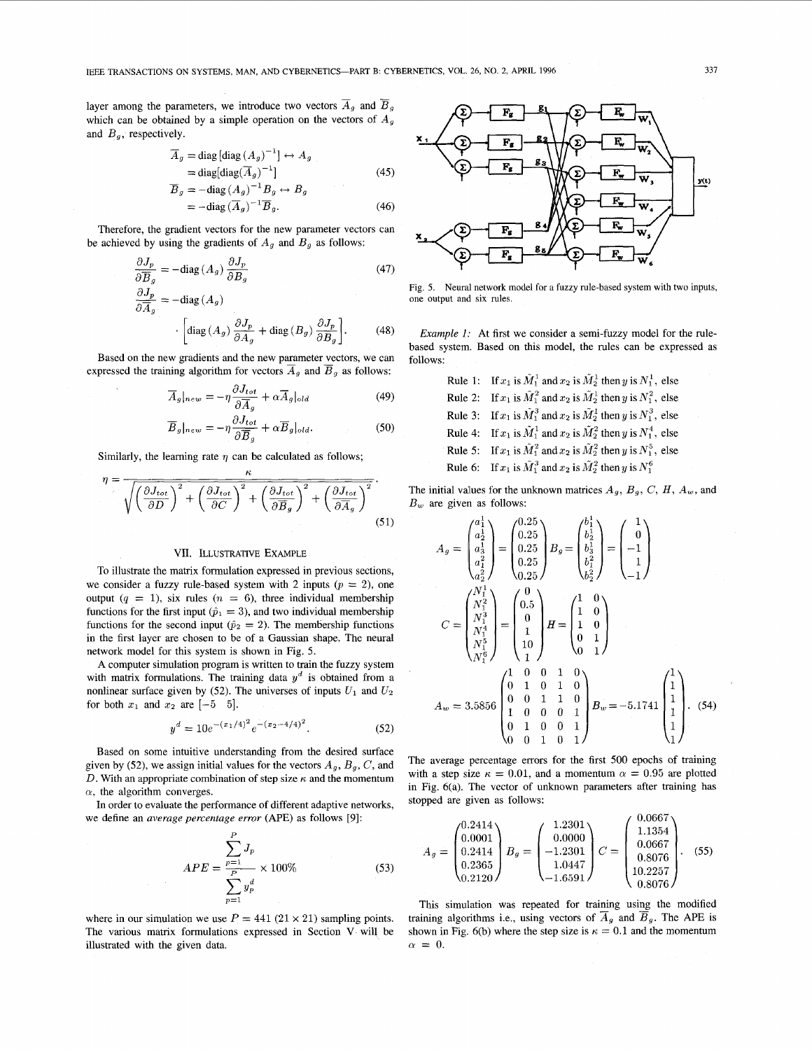layer among the parameters, we introduce two vectors $\overline{A}_g$ and $\overline{B}_g$ which can be obtained by a simple operation on the vectors of $A_g$ and $B_g$, respectively.

$$\overline{A}_g = \text{diag}\,[\text{diag}\,(A_g)^{-1}] \leftrightarrow A_g = \text{diag}[\text{diag}(\overline{A}_g)^{-1}] \tag{45}$$

$$\overline{B}_g = -\text{diag}\,(A_g)^{-1} B_g \leftrightarrow B_g = -\text{diag}\,(\overline{A}_g)^{-1} \overline{B}_g. \tag{46}$$

Therefore, the gradient vectors for the new parameter vectors can be achieved by using the gradients of $A_g$ and $B_g$ as follows:

$$\frac{\partial J_p}{\partial \overline{B}_g} = -\text{diag}\,(A_g)\frac{\partial J_p}{\partial B_g} \tag{47}$$

$$\frac{\partial J_p}{\partial \overline{A}_g} = -\text{diag}\,(A_g) \cdot \left[\text{diag}\,(A_g)\frac{\partial J_p}{\partial A_g} + \text{diag}\,(B_g)\frac{\partial J_p}{\partial B_g}\right]. \tag{48}$$

Based on the new gradients and the new parameter vectors, we can expressed the training algorithm for vectors $\overline{A}_g$ and $\overline{B}_g$ as follows:

$$\overline{A}_g|_{new} = -\eta\frac{\partial J_{tot}}{\partial \overline{A}_g} + \alpha\overline{A}_g|_{old} \tag{49}$$

$$\overline{B}_g|_{new} = -\eta\frac{\partial J_{tot}}{\partial \overline{B}_g} + \alpha\overline{B}_g|_{old}. \tag{50}$$

Similarly, the learning rate $\eta$ can be calculated as follows;

$$\eta = \frac{\kappa}{\sqrt{\left(\frac{\partial J_{tot}}{\partial D}\right)^2 + \left(\frac{\partial J_{tot}}{\partial C}\right)^2 + \left(\frac{\partial J_{tot}}{\partial \overline{B}_g}\right)^2 + \left(\frac{\partial J_{tot}}{\partial \overline{A}_g}\right)^2}}. \tag{51}$$

## VII. Illustrative Example

To illustrate the matrix formulation expressed in previous sections, we consider a fuzzy rule-based system with 2 inputs ($p = 2$), one output ($q = 1$), six rules ($n = 6$), three individual membership functions for the first input ($\hat{p}_1 = 3$), and two individual membership functions for the second input ($\hat{p}_2 = 2$). The membership functions in the first layer are chosen to be of a Gaussian shape. The neural network model for this system is shown in Fig. 5.

A computer simulation program is written to train the fuzzy system with matrix formulations. The training data $y^d$ is obtained from a nonlinear surface given by (52). The universes of inputs $U_1$ and $U_2$ for both $x_1$ and $x_2$ are $[-5 \;\; 5]$.

$$y^d = 10e^{-(x_1/4)^2}e^{-(x_2-4/4)^2}. \tag{52}$$

Based on some intuitive understanding from the desired surface given by (52), we assign initial values for the vectors $A_g$, $B_g$, $C$, and $D$. With an appropriate combination of step size $\kappa$ and the momentum $\alpha$, the algorithm converges.

In order to evaluate the performance of different adaptive networks, we define an *average percentage error* (APE) as follows [9]:

$$APE = \frac{\sum_{p=1}^{P} J_p}{\sum_{p=1}^{P} y_p^d} \times 100\% \tag{53}$$

where in our simulation we use $P = 441$ ($21 \times 21$) sampling points. The various matrix formulations expressed in Section V will be illustrated with the given data.

Fig. 5. Neural network model for a fuzzy rule-based system with two inputs, one output and six rules.

*Example 1:* At first we consider a semi-fuzzy model for the rule-based system. Based on this model, the rules can be expressed as follows:

Rule 1: If $x_1$ is $\tilde{M}_1^1$ and $x_2$ is $\tilde{M}_2^1$ then $y$ is $N_1^1$, else
Rule 2: If $x_1$ is $\tilde{M}_1^2$ and $x_2$ is $\tilde{M}_2^1$ then $y$ is $N_1^2$, else
Rule 3: If $x_1$ is $\tilde{M}_1^3$ and $x_2$ is $\tilde{M}_2^1$ then $y$ is $N_1^3$, else
Rule 4: If $x_1$ is $\tilde{M}_1^1$ and $x_2$ is $\tilde{M}_2^2$ then $y$ is $N_1^4$, else
Rule 5: If $x_1$ is $\tilde{M}_1^2$ and $x_2$ is $\tilde{M}_2^2$ then $y$ is $N_1^5$, else
Rule 6: If $x_1$ is $\tilde{M}_1^3$ and $x_2$ is $\tilde{M}_2^2$ then $y$ is $N_1^6$

The initial values for the unknown matrices $A_g$, $B_g$, $C$, $H$, $A_w$, and $B_w$ are given as follows:

$$A_g = \begin{pmatrix} a_1^1 \\ a_2^1 \\ a_3^1 \\ a_1^2 \\ a_2^2 \end{pmatrix} = \begin{pmatrix} 0.25 \\ 0.25 \\ 0.25 \\ 0.25 \\ 0.25 \end{pmatrix} \quad B_g = \begin{pmatrix} b_1^1 \\ b_2^1 \\ b_3^1 \\ b_1^2 \\ b_2^2 \end{pmatrix} = \begin{pmatrix} 1 \\ 0 \\ -1 \\ 1 \\ -1 \end{pmatrix}$$

$$C = \begin{pmatrix} N_1^1 \\ N_1^2 \\ N_1^3 \\ N_1^4 \\ N_1^5 \\ N_1^6 \end{pmatrix} = \begin{pmatrix} 0 \\ 0.5 \\ 0 \\ 1 \\ 10 \\ 1 \end{pmatrix} \quad H = \begin{pmatrix} 1 & 0 \\ 1 & 0 \\ 1 & 0 \\ 0 & 1 \\ 0 & 1 \end{pmatrix}$$

$$A_w = 3.5856\begin{pmatrix} 1 & 0 & 0 & 1 & 0 \\ 0 & 1 & 0 & 1 & 0 \\ 0 & 0 & 1 & 1 & 0 \\ 1 & 0 & 0 & 0 & 1 \\ 0 & 1 & 0 & 0 & 1 \\ 0 & 0 & 1 & 0 & 1 \end{pmatrix} \quad B_w = -5.1741\begin{pmatrix} 1 \\ 1 \\ 1 \\ 1 \\ 1 \\ 1 \end{pmatrix}. \tag{54}$$

The average percentage errors for the first 500 epochs of training with a step size $\kappa = 0.01$, and a momentum $\alpha = 0.95$ are plotted in Fig. 6(a). The vector of unknown parameters after training has stopped are given as follows:

$$A_g = \begin{pmatrix} 0.2414 \\ 0.0001 \\ 0.2414 \\ 0.2365 \\ 0.2120 \end{pmatrix} \quad B_g = \begin{pmatrix} 1.2301 \\ 0.0000 \\ -1.2301 \\ 1.0447 \\ -1.6591 \end{pmatrix} \quad C = \begin{pmatrix} 0.0667 \\ 1.1354 \\ 0.0667 \\ 0.8076 \\ 10.2257 \\ 0.8076 \end{pmatrix}. \tag{55}$$

This simulation was repeated for training using the modified training algorithms i.e., using vectors of $\overline{A}_g$ and $\overline{B}_g$. The APE is shown in Fig. 6(b) where the step size is $\kappa = 0.1$ and the momentum $\alpha = 0$.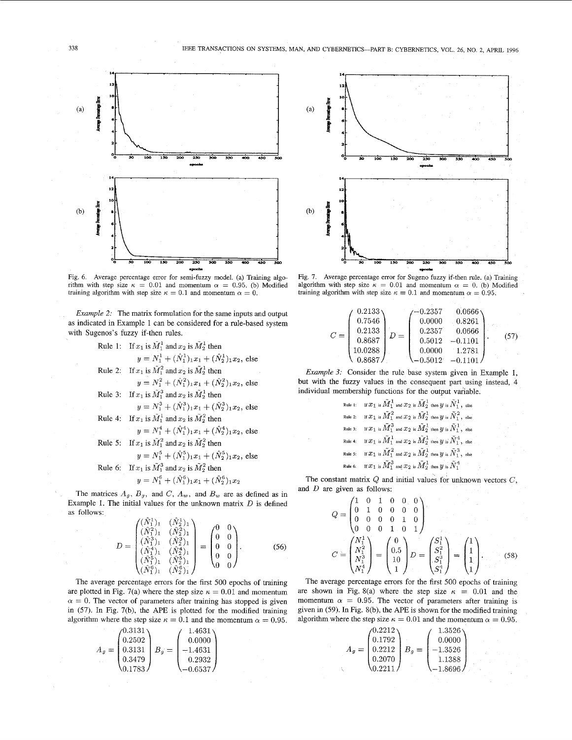Fig. 6. Average percentage error for semi-fuzzy model. (a) Training algorithm with step size $\kappa = 0.01$ and momentum $\alpha = 0.95$. (b) Modified training algorithm with step size $\kappa = 0.1$ and momentum $\alpha = 0$.

*Example 2:* The matrix formulation for the same inputs and output as indicated in Example 1 can be considered for a rule-based system with Sugenos's fuzzy if-then rules.

Rule 1: If $x_1$ is $\tilde{M}_1^1$ and $x_2$ is $\tilde{M}_2^1$ then
$$y = N_1^1 + (\hat{N}_1^1)_1 x_1 + (\hat{N}_2^1)_1 x_2, \text{ else}$$

Rule 2: If $x_1$ is $\tilde{M}_1^2$ and $x_2$ is $\tilde{M}_2^1$ then
$$y = N_1^2 + (\hat{N}_1^2)_1 x_1 + (\hat{N}_2^2)_1 x_2, \text{ else}$$

Rule 3: If $x_1$ is $\tilde{M}_1^3$ and $x_2$ is $\tilde{M}_2^1$ then
$$y = N_1^3 + (\hat{N}_1^3)_1 x_1 + (\hat{N}_2^3)_1 x_2, \text{ else}$$

Rule 4: If $x_1$ is $\tilde{M}_1^1$ and $x_2$ is $\tilde{M}_2^2$ then
$$y = N_1^4 + (\hat{N}_1^4)_1 x_1 + (\hat{N}_2^4)_1 x_2, \text{ else}$$

Rule 5: If $x_1$ is $\tilde{M}_1^2$ and $x_2$ is $\tilde{M}_2^2$ then
$$y = N_1^5 + (\hat{N}_1^5)_1 x_1 + (\hat{N}_2^5)_1 x_2, \text{ else}$$

Rule 6: If $x_1$ is $\tilde{M}_1^3$ and $x_2$ is $\tilde{M}_2^2$ then
$$y = N_1^6 + (\hat{N}_1^6)_1 x_1 + (\hat{N}_2^6)_1 x_2$$

The matrices $A_g$, $B_g$, and $C$, $A_w$, and $B_w$ are as defined as in Example 1. The initial values for the unknown matrix $D$ is defined as follows:

$$D = \begin{pmatrix} (\hat{N}_1^1)_1 & (\hat{N}_2^1)_1 \\ (\hat{N}_1^2)_1 & (\hat{N}_2^2)_1 \\ (\hat{N}_1^3)_1 & (\hat{N}_2^3)_1 \\ (\hat{N}_1^4)_1 & (\hat{N}_2^4)_1 \\ (\hat{N}_1^5)_1 & (\hat{N}_2^5)_1 \\ (\hat{N}_1^6)_1 & (\hat{N}_2^6)_1 \end{pmatrix} = \begin{pmatrix} 0 & 0 \\ 0 & 0 \\ 0 & 0 \\ 0 & 0 \\ 0 & 0 \end{pmatrix}. \quad (56)$$

The average percentage errors for the first 500 epochs of training are plotted in Fig. 7(a) where the step size $\kappa = 0.01$ and momentum $\alpha = 0$. The vector of parameters after training has stopped is given in (57). In Fig. 7(b), the APE is plotted for the modified training algorithm where the step size $\kappa = 0.1$ and the momentum $\alpha = 0.95$.

$$A_g = \begin{pmatrix} 0.3131 \\ 0.2502 \\ 0.3131 \\ 0.3479 \\ 0.1783 \end{pmatrix} \quad B_g = \begin{pmatrix} 1.4631 \\ 0.0000 \\ -1.4631 \\ 0.2932 \\ -0.6537 \end{pmatrix}$$

Fig. 7. Average percentage error for Sugeno fuzzy if-then rule. (a) Training algorithm with step size $\kappa = 0.01$ and momentum $\alpha = 0$. (b) Modified training algorithm with step size $\kappa = 0.1$ and momentum $\alpha = 0.95$.

$$C = \begin{pmatrix} 0.2133 \\ 0.7546 \\ 0.2133 \\ 0.8687 \\ 10.0288 \\ 0.8687 \end{pmatrix} \quad D = \begin{pmatrix} -0.2357 & 0.0666 \\ 0.0000 & 0.8261 \\ 0.2357 & 0.0666 \\ 0.5012 & -0.1101 \\ 0.0000 & 1.2781 \\ -0.5012 & -0.1101 \end{pmatrix}. \quad (57)$$

*Example 3:* Consider the rule base system given in Example 1, but with the fuzzy values in the consequent part using instead, 4 individual membership functions for the output variable.

Rule 1: If $x_1$ is $\tilde{M}_1^1$ and $x_2$ is $\tilde{M}_2^1$ then $y$ is $\tilde{N}_1^1$, else

Rule 2: If $x_1$ is $\tilde{M}_1^2$ and $x_2$ is $\tilde{M}_2^1$ then $y$ is $\tilde{N}_1^2$, else

Rule 3: If $x_1$ is $\tilde{M}_1^3$ and $x_2$ is $\tilde{M}_2^1$ then $y$ is $\tilde{N}_1^1$, else

Rule 4: If $x_1$ is $\tilde{M}_1^1$ and $x_2$ is $\tilde{M}_2^2$ then $y$ is $\tilde{N}_1^4$, else

Rule 5: If $x_1$ is $\tilde{M}_1^2$ and $x_2$ is $\tilde{M}_2^2$ then $y$ is $\tilde{N}_1^3$, else

Rule 6: If $x_1$ is $\tilde{M}_1^3$ and $x_2$ is $\tilde{M}_2^2$ then $y$ is $\tilde{N}_1^4$

The constant matrix $Q$ and initial values for unknown vectors $C$, and $D$ are given as follows:

$$Q = \begin{pmatrix} 1 & 0 & 1 & 0 & 0 & 0 \\ 0 & 1 & 0 & 0 & 0 & 0 \\ 0 & 0 & 0 & 0 & 1 & 0 \\ 0 & 0 & 0 & 1 & 0 & 1 \end{pmatrix}$$

$$C = \begin{pmatrix} N_1^1 \\ N_1^2 \\ N_1^3 \\ N_1^4 \end{pmatrix} = \begin{pmatrix} 0 \\ 0.5 \\ 10 \\ 1 \end{pmatrix} \quad D = \begin{pmatrix} S_1^1 \\ S_1^2 \\ S_1^3 \\ S_1^4 \end{pmatrix} = \begin{pmatrix} 1 \\ 1 \\ 1 \\ 1 \end{pmatrix}. \quad (58)$$

The average percentage errors for the first 500 epochs of training are shown in Fig. 8(a) where the step size $\kappa = 0.01$ and the momentum $\alpha = 0.95$. The vector of parameters after training is given in (59). In Fig. 8(b), the APE is shown for the modified training algorithm where the step size $\kappa = 0.01$ and the momentum $\alpha = 0.95$.

$$A_g = \begin{pmatrix} 0.2212 \\ 0.1792 \\ 0.2212 \\ 0.2070 \\ 0.2211 \end{pmatrix} \quad B_g = \begin{pmatrix} 1.3526 \\ 0.0000 \\ -1.3526 \\ 1.1388 \\ -1.8696 \end{pmatrix}$$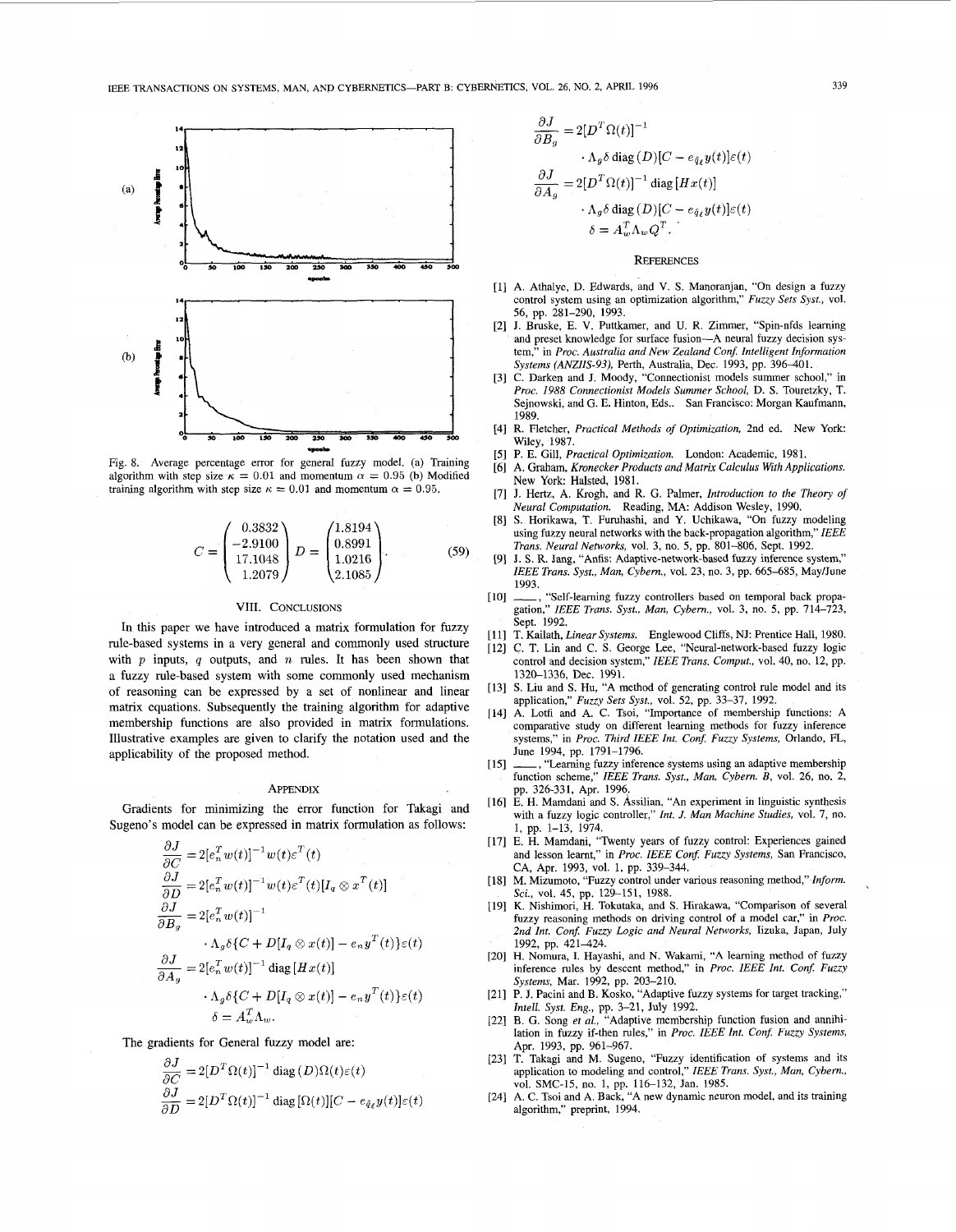Fig. 8. Average percentage error for general fuzzy model. (a) Training algorithm with step size $\kappa = 0.01$ and momentum $\alpha = 0.95$ (b) Modified training algorithm with step size $\kappa = 0.01$ and momentum $\alpha = 0.95$.

$$C = \begin{pmatrix} 0.3832 \\ -2.9100 \\ 17.1048 \\ 1.2079 \end{pmatrix} D = \begin{pmatrix} 1.8194 \\ 0.8991 \\ 1.0216 \\ 2.1085 \end{pmatrix}. \tag{59}$$

## VIII. Conclusions

In this paper we have introduced a matrix formulation for fuzzy rule-based systems in a very general and commonly used structure with $p$ inputs, $q$ outputs, and $n$ rules. It has been shown that a fuzzy rule-based system with some commonly used mechanism of reasoning can be expressed by a set of nonlinear and linear matrix equations. Subsequently the training algorithm for adaptive membership functions are also provided in matrix formulations. Illustrative examples are given to clarify the notation used and the applicability of the proposed method.

## Appendix

Gradients for minimizing the error function for Takagi and Sugeno's model can be expressed in matrix formulation as follows:

$$\begin{aligned}
\frac{\partial J}{\partial C} &= 2[e_n^T w(t)]^{-1} w(t)\varepsilon^T(t) \\
\frac{\partial J}{\partial D} &= 2[e_n^T w(t)]^{-1} w(t)\varepsilon^T(t)[I_q \otimes x^T(t)] \\
\frac{\partial J}{\partial B_g} &= 2[e_n^T w(t)]^{-1} \\
&\quad \cdot \Lambda_g \delta \{C + D[I_q \otimes x(t)] - e_n y^T(t)\}\varepsilon(t) \\
\frac{\partial J}{\partial A_g} &= 2[e_n^T w(t)]^{-1} \operatorname{diag}[Hx(t)] \\
&\quad \cdot \Lambda_g \delta \{C + D[I_q \otimes x(t)] - e_n y^T(t)\}\varepsilon(t) \\
\delta &= A_w^T \Lambda_w.
\end{aligned}$$

The gradients for General fuzzy model are:

$$\begin{aligned}
\frac{\partial J}{\partial C} &= 2[D^T \Omega(t)]^{-1} \operatorname{diag}(D)\Omega(t)\varepsilon(t) \\
\frac{\partial J}{\partial D} &= 2[D^T \Omega(t)]^{-1} \operatorname{diag}[\Omega(t)][C - e_{\tilde{q}\ell} y(t)]\varepsilon(t) \\
\frac{\partial J}{\partial B_g} &= 2[D^T \Omega(t)]^{-1} \\
&\quad \cdot \Lambda_g \delta \operatorname{diag}(D)[C - e_{\tilde{q}\ell} y(t)]\varepsilon(t) \\
\frac{\partial J}{\partial A_g} &= 2[D^T \Omega(t)]^{-1} \operatorname{diag}[Hx(t)] \\
&\quad \cdot \Lambda_g \delta \operatorname{diag}(D)[C - e_{\tilde{q}\ell} y(t)]\varepsilon(t) \\
\delta &= A_w^T \Lambda_w Q^T.
\end{aligned}$$

## References

[1] A. Athalye, D. Edwards, and V. S. Manoranjan, "On design a fuzzy control system using an optimization algorithm," *Fuzzy Sets Syst.*, vol. 56, pp. 281–290, 1993.

[2] J. Bruske, E. V. Puttkamer, and U. R. Zimmer, "Spin-nfds learning and preset knowledge for surface fusion—A neural fuzzy decision system," in *Proc. Australia and New Zealand Conf. Intelligent Information Systems (ANZIIS-93)*, Perth, Australia, Dec. 1993, pp. 396–401.

[3] C. Darken and J. Moody, "Connectionist models summer school," in *Proc. 1988 Connectionist Models Summer School*, D. S. Touretzky, T. Sejnowski, and G. E. Hinton, Eds.. San Francisco: Morgan Kaufmann, 1989.

[4] R. Fletcher, *Practical Methods of Optimization*, 2nd ed. New York: Wiley, 1987.

[5] P. E. Gill, *Practical Optimization*. London: Academic, 1981.

[6] A. Graham, *Kronecker Products and Matrix Calculus With Applications*. New York: Halsted, 1981.

[7] J. Hertz, A. Krogh, and R. G. Palmer, *Introduction to the Theory of Neural Computation*. Reading, MA: Addison Wesley, 1990.

[8] S. Horikawa, T. Furuhashi, and Y. Uchikawa, "On fuzzy modeling using fuzzy neural networks with the back-propagation algorithm," *IEEE Trans. Neural Networks*, vol. 3, no. 5, pp. 801–806, Sept. 1992.

[9] J. S. R. Jang, "Anfis: Adaptive-network-based fuzzy inference system," *IEEE Trans. Syst., Man, Cybern.*, vol. 23, no. 3, pp. 665–685, May/June 1993.

[10] ——, "Self-learning fuzzy controllers based on temporal back propagation," *IEEE Trans. Syst., Man, Cybern.*, vol. 3, no. 5, pp. 714–723, Sept. 1992.

[11] T. Kailath, *Linear Systems*. Englewood Cliffs, NJ: Prentice Hall, 1980.

[12] C. T. Lin and C. S. George Lee, "Neural-network-based fuzzy logic control and decision system," *IEEE Trans. Comput.*, vol. 40, no. 12, pp. 1320–1336, Dec. 1991.

[13] S. Liu and S. Hu, "A method of generating control rule model and its application," *Fuzzy Sets Syst.*, vol. 52, pp. 33–37, 1992.

[14] A. Lotfi and A. C. Tsoi, "Importance of membership functions: A comparative study on different learning methods for fuzzy inference systems," in *Proc. Third IEEE Int. Conf. Fuzzy Systems*, Orlando, FL, June 1994, pp. 1791–1796.

[15] ——, "Learning fuzzy inference systems using an adaptive membership function scheme," *IEEE Trans. Syst., Man, Cybern. B*, vol. 26, no. 2, pp. 326-331, Apr. 1996.

[16] E. H. Mamdani and S. Assilian, "An experiment in linguistic synthesis with a fuzzy logic controller," *Int. J. Man Machine Studies*, vol. 7, no. 1, pp. 1–13, 1974.

[17] E. H. Mamdani, "Twenty years of fuzzy control: Experiences gained and lesson learnt," in *Proc. IEEE Conf. Fuzzy Systems*, San Francisco, CA, Apr. 1993, vol. 1, pp. 339–344.

[18] M. Mizumoto, "Fuzzy control under various reasoning method," *Inform. Sci.*, vol. 45, pp. 129–151, 1988.

[19] K. Nishimori, H. Tokutaka, and S. Hirakawa, "Comparison of several fuzzy reasoning methods on driving control of a model car," in *Proc. 2nd Int. Conf. Fuzzy Logic and Neural Networks*, Iizuka, Japan, July 1992, pp. 421–424.

[20] H. Nomura, I. Hayashi, and N. Wakami, "A learning method of fuzzy inference rules by descent method," in *Proc. IEEE Int. Conf. Fuzzy Systems*, Mar. 1992, pp. 203–210.

[21] P. J. Pacini and B. Kosko, "Adaptive fuzzy systems for target tracking," *Intell. Syst. Eng.*, pp. 3–21, July 1992.

[22] B. G. Song *et al.*, "Adaptive membership function fusion and annihilation in fuzzy if-then rules," in *Proc. IEEE Int. Conf. Fuzzy Systems*, Apr. 1993, pp. 961–967.

[23] T. Takagi and M. Sugeno, "Fuzzy identification of systems and its application to modeling and control," *IEEE Trans. Syst., Man, Cybern.*, vol. SMC-15, no. 1, pp. 116–132, Jan. 1985.

[24] A. C. Tsoi and A. Back, "A new dynamic neuron model, and its training algorithm," preprint, 1994.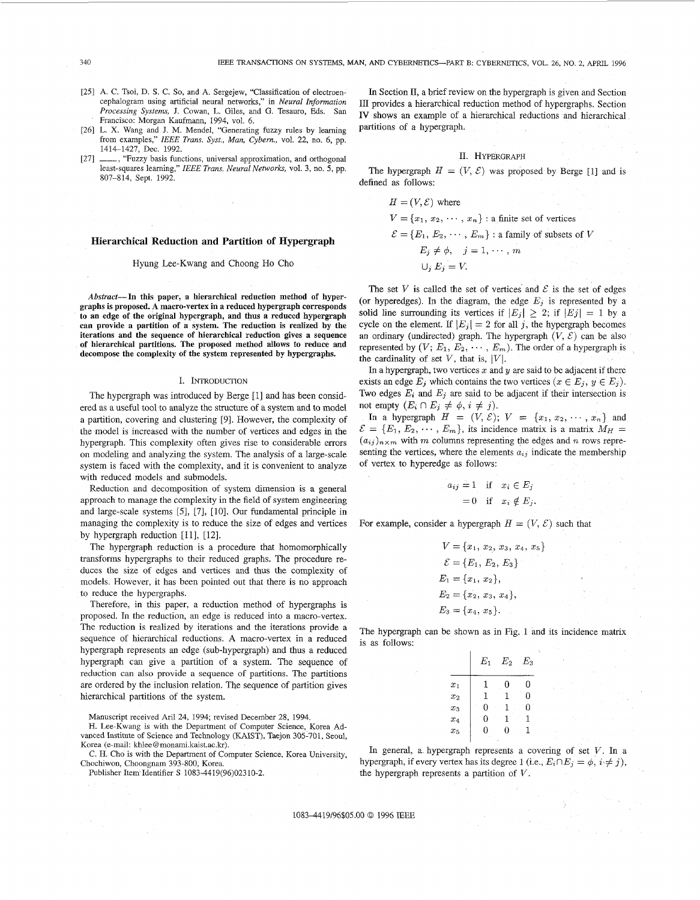[25] A. C. Tsoi, D. S. C. So, and A. Sergejew, "Classification of electroencephalogram using artificial neural networks," in *Neural Information Processing Systems*, J. Cowan, L. Giles, and G. Tesauro, Eds. San Francisco: Morgan Kaufmann, 1994, vol. 6.

[26] L. X. Wang and J. M. Mendel, "Generating fuzzy rules by learning from examples," *IEEE Trans. Syst., Man, Cybern.*, vol. 22, no. 6, pp. 1414–1427, Dec. 1992.

[27] ——, "Fuzzy basis functions, universal approximation, and orthogonal least-squares learning," *IEEE Trans. Neural Networks*, vol. 3, no. 5, pp. 807–814, Sept. 1992.

# Hierarchical Reduction and Partition of Hypergraph

Hyung Lee-Kwang and Choong Ho Cho

***Abstract*—In this paper, a hierarchical reduction method of hypergraphs is proposed. A macro-vertex in a reduced hypergraph corresponds to an edge of the original hypergraph, and thus a reduced hypergraph can provide a partition of a system. The reduction is realized by the iterations and the sequence of hierarchical reduction gives a sequence of hierarchical partitions. The proposed method allows to reduce and decompose the complexity of the system represented by hypergraphs.**

## I. Introduction

The hypergraph was introduced by Berge [1] and has been considered as a useful tool to analyze the structure of a system and to model a partition, covering and clustering [9]. However, the complexity of the model is increased with the number of vertices and edges in the hypergraph. This complexity often gives rise to considerable errors on modeling and analyzing the system. The analysis of a large-scale system is faced with the complexity, and it is convenient to analyze with reduced models and submodels.

Reduction and decomposition of system dimension is a general approach to manage the complexity in the field of system engineering and large-scale systems [5], [7], [10]. Our fundamental principle in managing the complexity is to reduce the size of edges and vertices by hypergraph reduction [11], [12].

The hypergraph reduction is a procedure that homomorphically transforms hypergraphs to their reduced graphs. The procedure reduces the size of edges and vertices and thus the complexity of models. However, it has been pointed out that there is no approach to reduce the hypergraphs.

Therefore, in this paper, a reduction method of hypergraphs is proposed. In the reduction, an edge is reduced into a macro-vertex. The reduction is realized by iterations and the iterations provide a sequence of hierarchical reductions. A macro-vertex in a reduced hypergraph represents an edge (sub-hypergraph) and thus a reduced hypergraph can give a partition of a system. The sequence of reduction can also provide a sequence of partitions. The partitions are ordered by the inclusion relation. The sequence of partition gives hierarchical partitions of the system.

Manuscript received Aril 24, 1994; revised December 28, 1994.

H. Lee-Kwang is with the Department of Computer Science, Korea Advanced Institute of Science and Technology (KAIST), Taejon 305-701, Seoul, Korea (e-mail: khlee@monami.kaist.ac.kr).

C. H. Cho is with the Department of Computer Science, Korea University, Chochiwon, Choongnam 393-800, Korea.

Publisher Item Identifier S 1083-4419(96)02310-2.

In Section II, a brief review on the hypergraph is given and Section III provides a hierarchical reduction method of hypergraphs. Section IV shows an example of a hierarchical reductions and hierarchical partitions of a hypergraph.

## II. Hypergraph

The hypergraph $H = (V, \mathcal{E})$ was proposed by Berge [1] and is defined as follows:

$$
\begin{aligned}
&H = (V, \mathcal{E}) \text{ where} \\
&V = \{x_1, x_2, \cdots, x_n\} : \text{a finite set of vertices} \\
&\mathcal{E} = \{E_1, E_2, \cdots, E_m\} : \text{a family of subsets of } V \\
&\qquad E_j \neq \phi, \quad j = 1, \cdots, m \\
&\qquad \cup_j E_j = V.
\end{aligned}
$$

The set $V$ is called the set of vertices and $\mathcal{E}$ is the set of edges (or hyperedges). In the diagram, the edge $E_j$ is represented by a solid line surrounding its vertices if $|E_j| \geq 2$; if $|Ej| = 1$ by a cycle on the element. If $|E_j| = 2$ for all $j$, the hypergraph becomes an ordinary (undirected) graph. The hypergraph $(V, \mathcal{E})$ can be also represented by $(V; E_1, E_2, \cdots, E_m)$. The order of a hypergraph is the cardinality of set $V$, that is, $|V|$.

In a hypergraph, two vertices $x$ and $y$ are said to be adjacent if there exists an edge $E_j$ which contains the two vertices ($x \in E_j$, $y \in E_j$). Two edges $E_i$ and $E_j$ are said to be adjacent if their intersection is not empty ($E_i \cap E_j \neq \phi$, $i \neq j$).

In a hypergraph $H = (V, \mathcal{E})$; $V = \{x_1, x_2, \cdots, x_n\}$ and $\mathcal{E} = \{E_1, E_2, \cdots, E_m\}$, its incidence matrix is a matrix $M_H = (a_{ij})_{n \times m}$ with $m$ columns representing the edges and $n$ rows representing the vertices, where the elements $a_{ij}$ indicate the membership of vertex to hyperedge as follows:

$$
\begin{aligned}
a_{ij} &= 1 \quad \text{if} \quad x_i \in E_j \\
&= 0 \quad \text{if} \quad x_i \notin E_j.
\end{aligned}
$$

For example, consider a hypergraph $H = (V, \mathcal{E})$ such that

$$
\begin{aligned}
&V = \{x_1, x_2, x_3, x_4, x_5\} \\
&\mathcal{E} = \{E_1, E_2, E_3\} \\
&E_1 = \{x_1, x_2\}, \\
&E_2 = \{x_2, x_3, x_4\}, \\
&E_3 = \{x_4, x_5\}.
\end{aligned}
$$

The hypergraph can be shown as in Fig. 1 and its incidence matrix is as follows:

| | $E_1$ | $E_2$ | $E_3$ |
|---|---|---|---|
| $x_1$ | 1 | 0 | 0 |
| $x_2$ | 1 | 1 | 0 |
| $x_3$ | 0 | 1 | 0 |
| $x_4$ | 0 | 1 | 1 |
| $x_5$ | 0 | 0 | 1 |

In general, a hypergraph represents a covering of set $V$. In a hypergraph, if every vertex has its degree 1 (i.e., $E_i \cap E_j = \phi$, $i \neq j$), the hypergraph represents a partition of $V$.

1083-4419/96$05.00 © 1996 IEEE